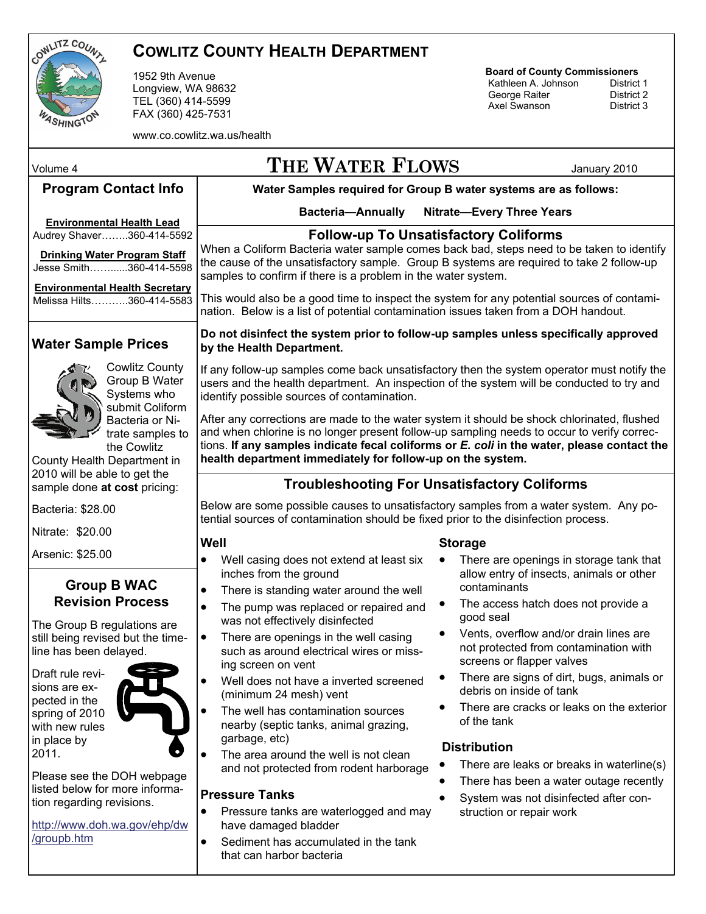# Cowlitz County Health Department

1952 9th Avenue
Longview, WA 98632
TEL (360) 414-5599
FAX (360) 425-7531

www.co.cowlitz.wa.us/health

**Board of County Commissioners**

| | |
|---|---|
| Kathleen A. Johnson | District 1 |
| George Raiter | District 2 |
| Axel Swanson | District 3 |

Volume 4

# The Water Flows

January 2010

## Program Contact Info

**Environmental Health Lead**
Audrey Shaver……..360-414-5592

**Drinking Water Program Staff**
Jesse Smith……......360-414-5598

**Environmental Health Secretary**
Melissa Hilts………..360-414-5583

## Water Sample Prices

Cowlitz County Group B Water Systems who submit Coliform Bacteria or Nitrate samples to the Cowlitz County Health Department in 2010 will be able to get the sample done **at cost** pricing:

Bacteria: $28.00

Nitrate: $20.00

Arsenic: $25.00

## Group B WAC Revision Process

The Group B regulations are still being revised but the timeline has been delayed.

Draft rule revisions are expected in the spring of 2010 with new rules in place by 2011.

Please see the DOH webpage listed below for more information regarding revisions.

http://www.doh.wa.gov/ehp/dw/groupb.htm

**Water Samples required for Group B water systems are as follows:**

**Bacteria—Annually** **Nitrate—Every Three Years**

## Follow-up To Unsatisfactory Coliforms

When a Coliform Bacteria water sample comes back bad, steps need to be taken to identify the cause of the unsatisfactory sample. Group B systems are required to take 2 follow-up samples to confirm if there is a problem in the water system.

This would also be a good time to inspect the system for any potential sources of contamination. Below is a list of potential contamination issues taken from a DOH handout.

**Do not disinfect the system prior to follow-up samples unless specifically approved by the Health Department.**

If any follow-up samples come back unsatisfactory then the system operator must notify the users and the health department. An inspection of the system will be conducted to try and identify possible sources of contamination.

After any corrections are made to the water system it should be shock chlorinated, flushed and when chlorine is no longer present follow-up sampling needs to occur to verify corrections. **If any samples indicate fecal coliforms or *E. coli* in the water, please contact the health department immediately for follow-up on the system.**

## Troubleshooting For Unsatisfactory Coliforms

Below are some possible causes to unsatisfactory samples from a water system. Any potential sources of contamination should be fixed prior to the disinfection process.

### Well

- Well casing does not extend at least six inches from the ground
- There is standing water around the well
- The pump was replaced or repaired and was not effectively disinfected
- There are openings in the well casing such as around electrical wires or missing screen on vent
- Well does not have a inverted screened (minimum 24 mesh) vent
- The well has contamination sources nearby (septic tanks, animal grazing, garbage, etc)
- The area around the well is not clean and not protected from rodent harborage

### Pressure Tanks

- Pressure tanks are waterlogged and may have damaged bladder
- Sediment has accumulated in the tank that can harbor bacteria

### Storage

- There are openings in storage tank that allow entry of insects, animals or other contaminants
- The access hatch does not provide a good seal
- Vents, overflow and/or drain lines are not protected from contamination with screens or flapper valves
- There are signs of dirt, bugs, animals or debris on inside of tank
- There are cracks or leaks on the exterior of the tank

### Distribution

- There are leaks or breaks in waterline(s)
- There has been a water outage recently
- System was not disinfected after construction or repair work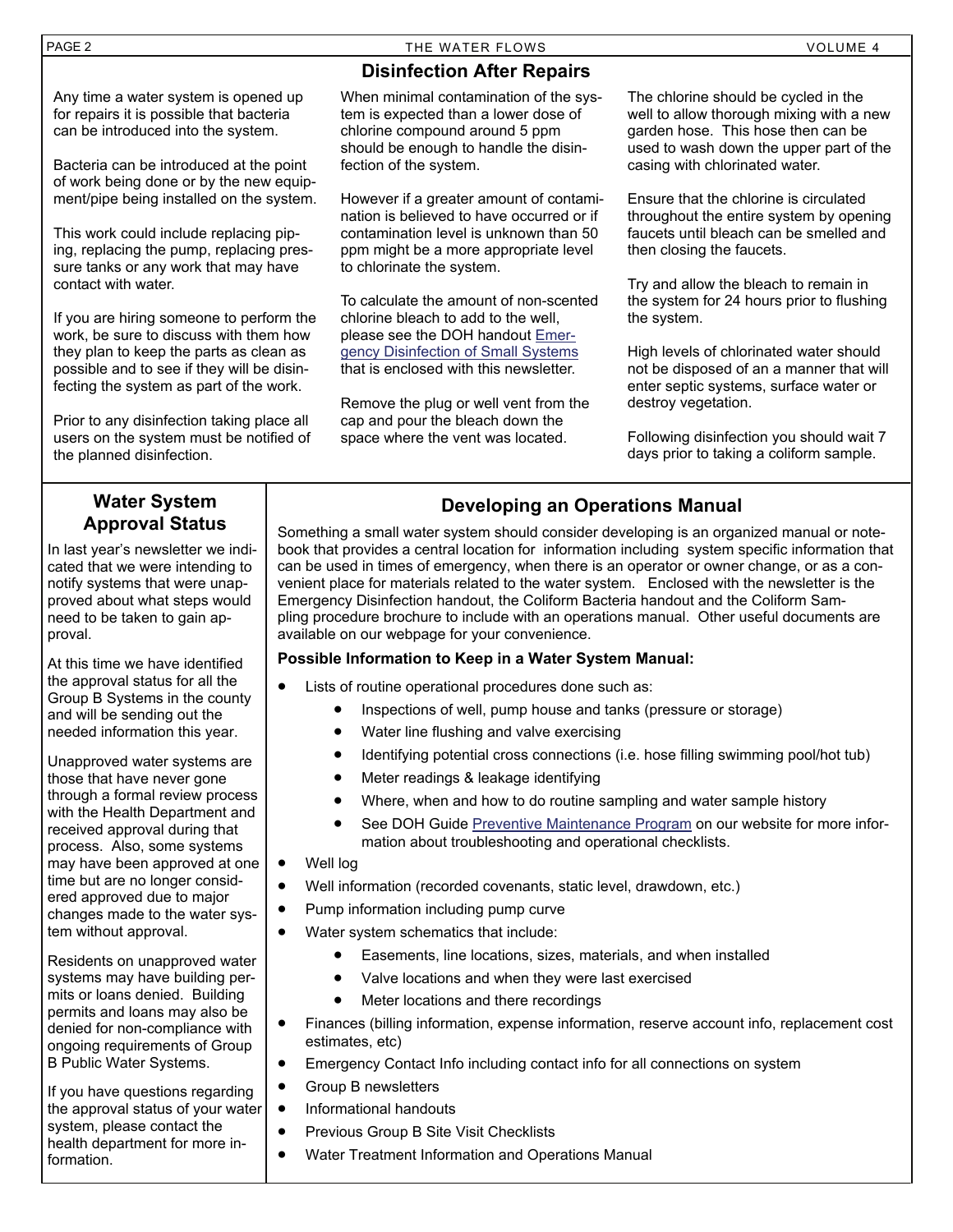## Disinfection After Repairs

Any time a water system is opened up for repairs it is possible that bacteria can be introduced into the system.

Bacteria can be introduced at the point of work being done or by the new equipment/pipe being installed on the system.

This work could include replacing piping, replacing the pump, replacing pressure tanks or any work that may have contact with water.

If you are hiring someone to perform the work, be sure to discuss with them how they plan to keep the parts as clean as possible and to see if they will be disinfecting the system as part of the work.

Prior to any disinfection taking place all users on the system must be notified of the planned disinfection.

When minimal contamination of the system is expected than a lower dose of chlorine compound around 5 ppm should be enough to handle the disinfection of the system.

However if a greater amount of contamination is believed to have occurred or if contamination level is unknown than 50 ppm might be a more appropriate level to chlorinate the system.

To calculate the amount of non-scented chlorine bleach to add to the well, please see the DOH handout Emergency Disinfection of Small Systems that is enclosed with this newsletter.

Remove the plug or well vent from the cap and pour the bleach down the space where the vent was located.

The chlorine should be cycled in the well to allow thorough mixing with a new garden hose. This hose then can be used to wash down the upper part of the casing with chlorinated water.

Ensure that the chlorine is circulated throughout the entire system by opening faucets until bleach can be smelled and then closing the faucets.

Try and allow the bleach to remain in the system for 24 hours prior to flushing the system.

High levels of chlorinated water should not be disposed of an a manner that will enter septic systems, surface water or destroy vegetation.

Following disinfection you should wait 7 days prior to taking a coliform sample.

## Water System Approval Status

In last year's newsletter we indicated that we were intending to notify systems that were unapproved about what steps would need to be taken to gain approval.

At this time we have identified the approval status for all the Group B Systems in the county and will be sending out the needed information this year.

Unapproved water systems are those that have never gone through a formal review process with the Health Department and received approval during that process. Also, some systems may have been approved at one time but are no longer considered approved due to major changes made to the water system without approval.

Residents on unapproved water systems may have building permits or loans denied. Building permits and loans may also be denied for non-compliance with ongoing requirements of Group B Public Water Systems.

If you have questions regarding the approval status of your water system, please contact the health department for more information.

## Developing an Operations Manual

Something a small water system should consider developing is an organized manual or notebook that provides a central location for information including system specific information that can be used in times of emergency, when there is an operator or owner change, or as a convenient place for materials related to the water system. Enclosed with the newsletter is the Emergency Disinfection handout, the Coliform Bacteria handout and the Coliform Sampling procedure brochure to include with an operations manual. Other useful documents are available on our webpage for your convenience.

**Possible Information to Keep in a Water System Manual:**

- Lists of routine operational procedures done such as:
  - Inspections of well, pump house and tanks (pressure or storage)
  - Water line flushing and valve exercising
  - Identifying potential cross connections (i.e. hose filling swimming pool/hot tub)
  - Meter readings & leakage identifying
  - Where, when and how to do routine sampling and water sample history
  - See DOH Guide Preventive Maintenance Program on our website for more information about troubleshooting and operational checklists.
- Well log
- Well information (recorded covenants, static level, drawdown, etc.)
- Pump information including pump curve
- Water system schematics that include:
  - Easements, line locations, sizes, materials, and when installed
  - Valve locations and when they were last exercised
  - Meter locations and there recordings
- Finances (billing information, expense information, reserve account info, replacement cost estimates, etc)
- Emergency Contact Info including contact info for all connections on system
- Group B newsletters
- Informational handouts
- Previous Group B Site Visit Checklists
- Water Treatment Information and Operations Manual